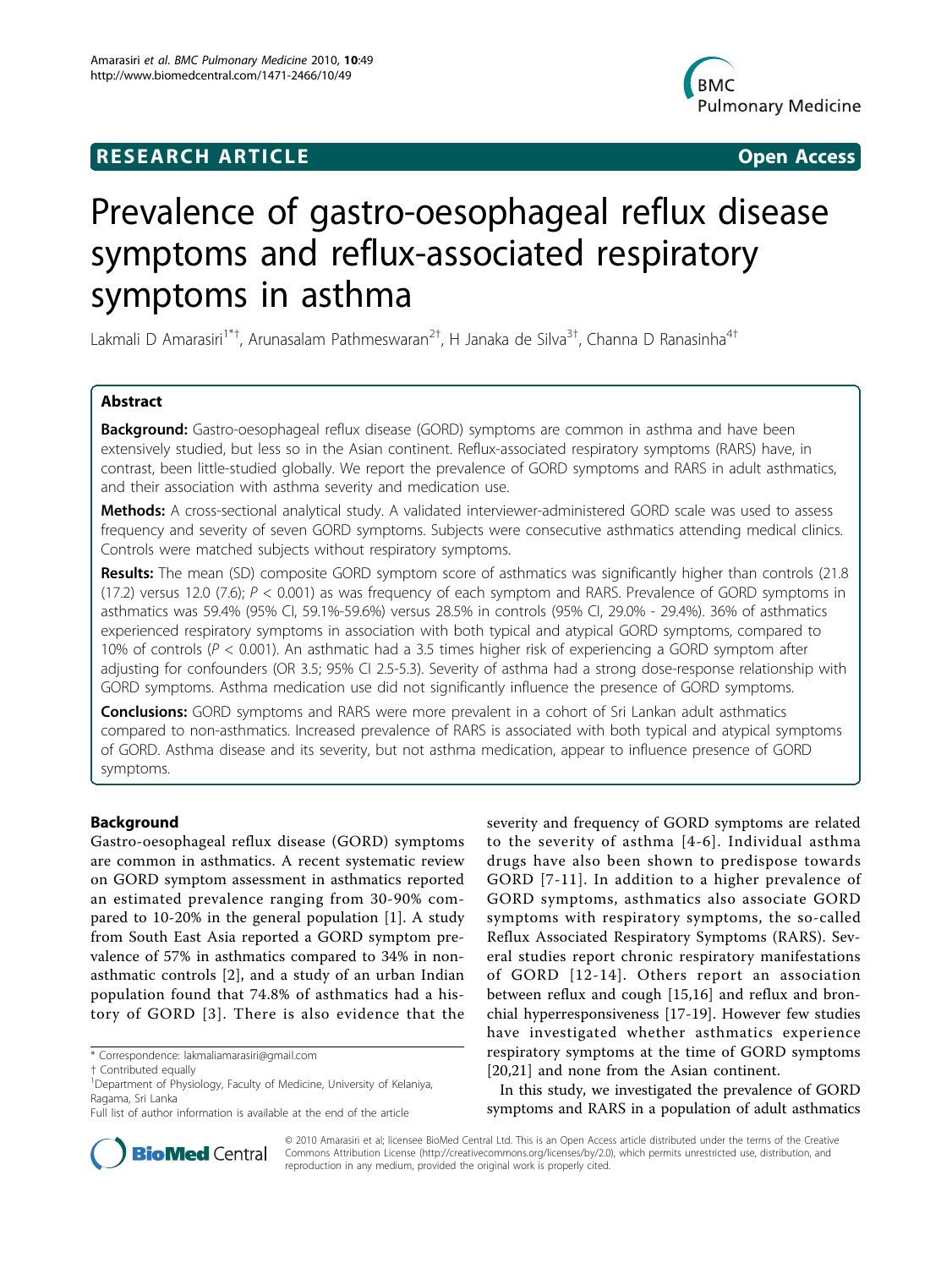**RESEARCH ARTICLE** **Open Access**

# Prevalence of gastro-oesophageal reflux disease symptoms and reflux-associated respiratory symptoms in asthma

Lakmali D Amarasiri[1*†], Arunasalam Pathmeswaran[2†], H Janaka de Silva[3†], Channa D Ranasinha[4†]

## Abstract

**Background:** Gastro-oesophageal reflux disease (GORD) symptoms are common in asthma and have been extensively studied, but less so in the Asian continent. Reflux-associated respiratory symptoms (RARS) have, in contrast, been little-studied globally. We report the prevalence of GORD symptoms and RARS in adult asthmatics, and their association with asthma severity and medication use.

**Methods:** A cross-sectional analytical study. A validated interviewer-administered GORD scale was used to assess frequency and severity of seven GORD symptoms. Subjects were consecutive asthmatics attending medical clinics. Controls were matched subjects without respiratory symptoms.

**Results:** The mean (SD) composite GORD symptom score of asthmatics was significantly higher than controls (21.8 (17.2) versus 12.0 (7.6); $P < 0.001$) as was frequency of each symptom and RARS. Prevalence of GORD symptoms in asthmatics was 59.4% (95% CI, 59.1%-59.6%) versus 28.5% in controls (95% CI, 29.0% - 29.4%). 36% of asthmatics experienced respiratory symptoms in association with both typical and atypical GORD symptoms, compared to 10% of controls ($P < 0.001$). An asthmatic had a 3.5 times higher risk of experiencing a GORD symptom after adjusting for confounders (OR 3.5; 95% CI 2.5-5.3). Severity of asthma had a strong dose-response relationship with GORD symptoms. Asthma medication use did not significantly influence the presence of GORD symptoms.

**Conclusions:** GORD symptoms and RARS were more prevalent in a cohort of Sri Lankan adult asthmatics compared to non-asthmatics. Increased prevalence of RARS is associated with both typical and atypical symptoms of GORD. Asthma disease and its severity, but not asthma medication, appear to influence presence of GORD symptoms.

## Background

Gastro-oesophageal reflux disease (GORD) symptoms are common in asthmatics. A recent systematic review on GORD symptom assessment in asthmatics reported an estimated prevalence ranging from 30-90% compared to 10-20% in the general population [1]. A study from South East Asia reported a GORD symptom prevalence of 57% in asthmatics compared to 34% in non-asthmatic controls [2], and a study of an urban Indian population found that 74.8% of asthmatics had a history of GORD [3]. There is also evidence that the severity and frequency of GORD symptoms are related to the severity of asthma [4-6]. Individual asthma drugs have also been shown to predispose towards GORD [7-11]. In addition to a higher prevalence of GORD symptoms, asthmatics also associate GORD symptoms with respiratory symptoms, the so-called Reflux Associated Respiratory Symptoms (RARS). Several studies report chronic respiratory manifestations of GORD [12-14]. Others report an association between reflux and cough [15,16] and reflux and bronchial hyperresponsiveness [17-19]. However few studies have investigated whether asthmatics experience respiratory symptoms at the time of GORD symptoms [20,21] and none from the Asian continent.

In this study, we investigated the prevalence of GORD symptoms and RARS in a population of adult asthmatics

\* Correspondence: lakmaliamarasiri@gmail.com
† Contributed equally
[1]Department of Physiology, Faculty of Medicine, University of Kelaniya, Ragama, Sri Lanka
Full list of author information is available at the end of the article

© 2010 Amarasiri et al; licensee BioMed Central Ltd. This is an Open Access article distributed under the terms of the Creative Commons Attribution License (http://creativecommons.org/licenses/by/2.0), which permits unrestricted use, distribution, and reproduction in any medium, provided the original work is properly cited.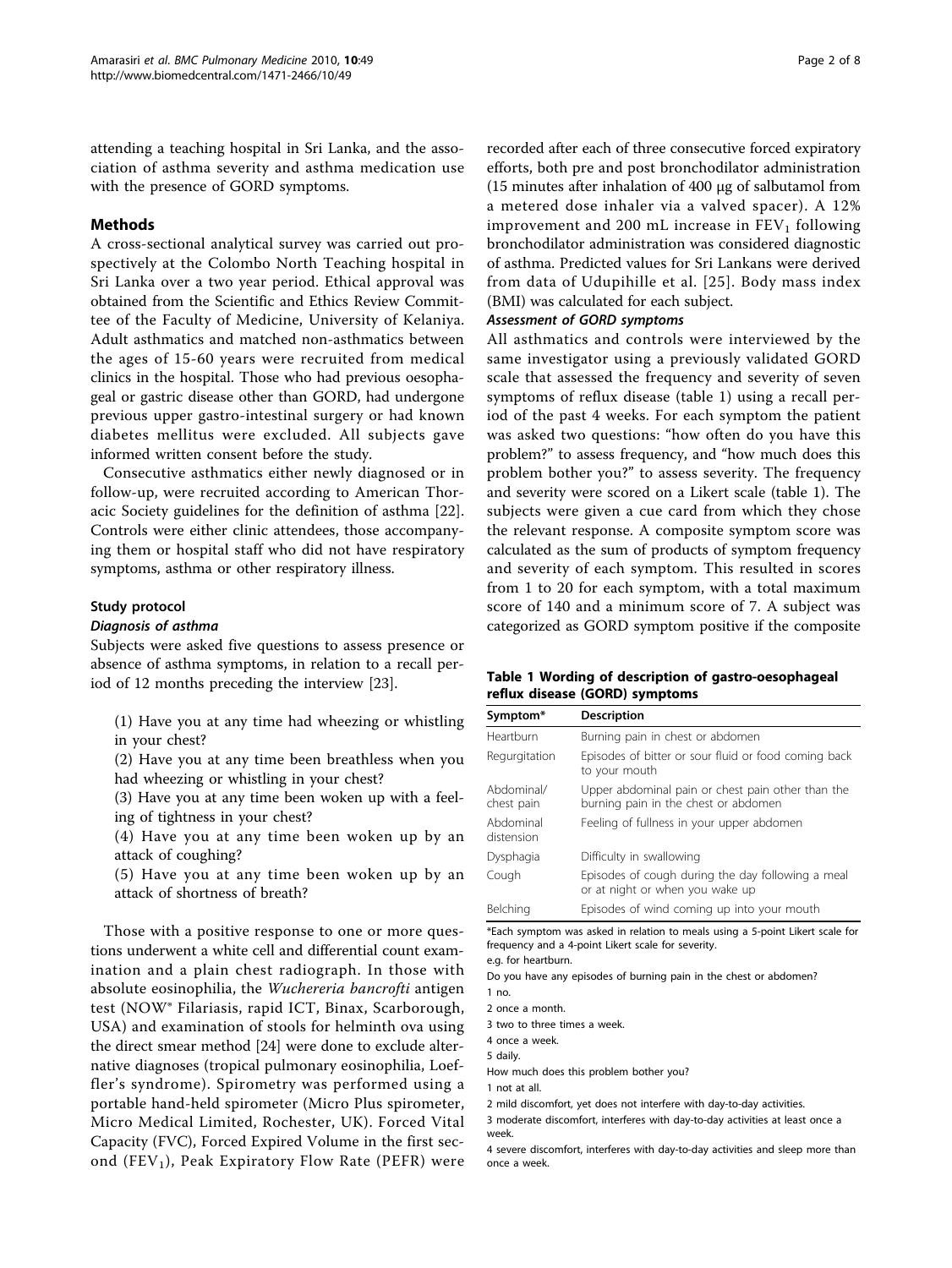attending a teaching hospital in Sri Lanka, and the association of asthma severity and asthma medication use with the presence of GORD symptoms.

## Methods

A cross-sectional analytical survey was carried out prospectively at the Colombo North Teaching hospital in Sri Lanka over a two year period. Ethical approval was obtained from the Scientific and Ethics Review Committee of the Faculty of Medicine, University of Kelaniya. Adult asthmatics and matched non-asthmatics between the ages of 15-60 years were recruited from medical clinics in the hospital. Those who had previous oesophageal or gastric disease other than GORD, had undergone previous upper gastro-intestinal surgery or had known diabetes mellitus were excluded. All subjects gave informed written consent before the study.

Consecutive asthmatics either newly diagnosed or in follow-up, were recruited according to American Thoracic Society guidelines for the definition of asthma [22]. Controls were either clinic attendees, those accompanying them or hospital staff who did not have respiratory symptoms, asthma or other respiratory illness.

### Study protocol

#### *Diagnosis of asthma*

Subjects were asked five questions to assess presence or absence of asthma symptoms, in relation to a recall period of 12 months preceding the interview [23].

(1) Have you at any time had wheezing or whistling in your chest?

(2) Have you at any time been breathless when you had wheezing or whistling in your chest?

(3) Have you at any time been woken up with a feeling of tightness in your chest?

(4) Have you at any time been woken up by an attack of coughing?

(5) Have you at any time been woken up by an attack of shortness of breath?

Those with a positive response to one or more questions underwent a white cell and differential count examination and a plain chest radiograph. In those with absolute eosinophilia, the *Wuchereria bancrofti* antigen test (NOW® Filariasis, rapid ICT, Binax, Scarborough, USA) and examination of stools for helminth ova using the direct smear method [24] were done to exclude alternative diagnoses (tropical pulmonary eosinophilia, Loeffler's syndrome). Spirometry was performed using a portable hand-held spirometer (Micro Plus spirometer, Micro Medical Limited, Rochester, UK). Forced Vital Capacity (FVC), Forced Expired Volume in the first second ($FEV_1$), Peak Expiratory Flow Rate (PEFR) were recorded after each of three consecutive forced expiratory efforts, both pre and post bronchodilator administration (15 minutes after inhalation of 400 μg of salbutamol from a metered dose inhaler via a valved spacer). A 12% improvement and 200 mL increase in $FEV_1$ following bronchodilator administration was considered diagnostic of asthma. Predicted values for Sri Lankans were derived from data of Udupihille et al. [25]. Body mass index (BMI) was calculated for each subject.

#### *Assessment of GORD symptoms*

All asthmatics and controls were interviewed by the same investigator using a previously validated GORD scale that assessed the frequency and severity of seven symptoms of reflux disease (table 1) using a recall period of the past 4 weeks. For each symptom the patient was asked two questions: "how often do you have this problem?" to assess frequency, and "how much does this problem bother you?" to assess severity. The frequency and severity were scored on a Likert scale (table 1). The subjects were given a cue card from which they chose the relevant response. A composite symptom score was calculated as the sum of products of symptom frequency and severity of each symptom. This resulted in scores from 1 to 20 for each symptom, with a total maximum score of 140 and a minimum score of 7. A subject was categorized as GORD symptom positive if the composite

**Table 1 Wording of description of gastro-oesophageal reflux disease (GORD) symptoms**

| Symptom* | Description |
|---|---|
| Heartburn | Burning pain in chest or abdomen |
| Regurgitation | Episodes of bitter or sour fluid or food coming back to your mouth |
| Abdominal/ chest pain | Upper abdominal pain or chest pain other than the burning pain in the chest or abdomen |
| Abdominal distension | Feeling of fullness in your upper abdomen |
| Dysphagia | Difficulty in swallowing |
| Cough | Episodes of cough during the day following a meal or at night or when you wake up |
| Belching | Episodes of wind coming up into your mouth |

*Each symptom was asked in relation to meals using a 5-point Likert scale for frequency and a 4-point Likert scale for severity.

e.g. for heartburn.

Do you have any episodes of burning pain in the chest or abdomen?

1 no.

2 once a month.

3 two to three times a week.

4 once a week.

5 daily.

How much does this problem bother you?

1 not at all.

2 mild discomfort, yet does not interfere with day-to-day activities.

3 moderate discomfort, interferes with day-to-day activities at least once a week.

4 severe discomfort, interferes with day-to-day activities and sleep more than once a week.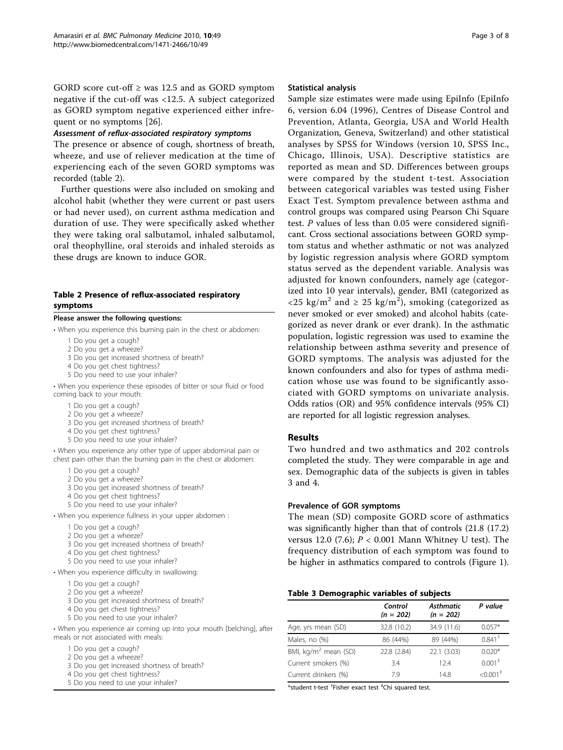GORD score cut-off ≥ was 12.5 and as GORD symptom negative if the cut-off was <12.5. A subject categorized as GORD symptom negative experienced either infrequent or no symptoms [26].

#### *Assessment of reflux-associated respiratory symptoms*

The presence or absence of cough, shortness of breath, wheeze, and use of reliever medication at the time of experiencing each of the seven GORD symptoms was recorded (table 2).

Further questions were also included on smoking and alcohol habit (whether they were current or past users or had never used), on current asthma medication and duration of use. They were specifically asked whether they were taking oral salbutamol, inhaled salbutamol, oral theophylline, oral steroids and inhaled steroids as these drugs are known to induce GOR.

**Table 2 Presence of reflux-associated respiratory symptoms**

| Please answer the following questions: |
|---|
| • When you experience this burning pain in the chest or abdomen: |
| 1 Do you get a cough? |
| 2 Do you get a wheeze? |
| 3 Do you get increased shortness of breath? |
| 4 Do you get chest tightness? |
| 5 Do you need to use your inhaler? |
| • When you experience these episodes of bitter or sour fluid or food coming back to your mouth: |
| 1 Do you get a cough? |
| 2 Do you get a wheeze? |
| 3 Do you get increased shortness of breath? |
| 4 Do you get chest tightness? |
| 5 Do you need to use your inhaler? |
| • When you experience any other type of upper abdominal pain or chest pain other than the burning pain in the chest or abdomen: |
| 1 Do you get a cough? |
| 2 Do you get a wheeze? |
| 3 Do you get increased shortness of breath? |
| 4 Do you get chest tightness? |
| 5 Do you need to use your inhaler? |
| • When you experience fullness in your upper abdomen : |
| 1 Do you get a cough? |
| 2 Do you get a wheeze? |
| 3 Do you get increased shortness of breath? |
| 4 Do you get chest tightness? |
| 5 Do you need to use your inhaler? |
| • When you experience difficulty in swallowing: |
| 1 Do you get a cough? |
| 2 Do you get a wheeze? |
| 3 Do you get increased shortness of breath? |
| 4 Do you get chest tightness? |
| 5 Do you need to use your inhaler? |
| • When you experience air coming up into your mouth [belching], after meals or not associated with meals: |
| 1 Do you get a cough? |
| 2 Do you get a wheeze? |
| 3 Do you get increased shortness of breath? |
| 4 Do you get chest tightness? |
| 5 Do you need to use your inhaler? |

### Statistical analysis

Sample size estimates were made using EpiInfo (EpiInfo 6, version 6.04 (1996), Centres of Disease Control and Prevention, Atlanta, Georgia, USA and World Health Organization, Geneva, Switzerland) and other statistical analyses by SPSS for Windows (version 10, SPSS Inc., Chicago, Illinois, USA). Descriptive statistics are reported as mean and SD. Differences between groups were compared by the student t-test. Association between categorical variables was tested using Fisher Exact Test. Symptom prevalence between asthma and control groups was compared using Pearson Chi Square test. $P$ values of less than 0.05 were considered significant. Cross sectional associations between GORD symptom status and whether asthmatic or not was analyzed by logistic regression analysis where GORD symptom status served as the dependent variable. Analysis was adjusted for known confounders, namely age (categorized into 10 year intervals), gender, BMI (categorized as $<25$ kg/m$^2$ and $\geq 25$ kg/m$^2$), smoking (categorized as never smoked or ever smoked) and alcohol habits (categorized as never drank or ever drank). In the asthmatic population, logistic regression was used to examine the relationship between asthma severity and presence of GORD symptoms. The analysis was adjusted for the known confounders and also for types of asthma medication whose use was found to be significantly associated with GORD symptoms on univariate analysis. Odds ratios (OR) and 95% confidence intervals (95% CI) are reported for all logistic regression analyses.

## Results

Two hundred and two asthmatics and 202 controls completed the study. They were comparable in age and sex. Demographic data of the subjects is given in tables 3 and 4.

### Prevalence of GOR symptoms

The mean (SD) composite GORD score of asthmatics was significantly higher than that of controls (21.8 (17.2) versus 12.0 (7.6); $P < 0.001$ Mann Whitney U test). The frequency distribution of each symptom was found to be higher in asthmatics compared to controls (Figure 1).

**Table 3 Demographic variables of subjects**

| | Control (n = 202) | Asthmatic (n = 202) | P value |
|---|---|---|---|
| Age, yrs mean (SD) | 32.8 (10.2) | 34.9 (11.6) | 0.057* |
| Males, no (%) | 86 (44%) | 89 (44%) | 0.841[†] |
| BMI, kg/m$^2$ mean (SD) | 22.8 (2.84) | 22.1 (3.03) | 0.020* |
| Current smokers (%) | 3.4 | 12.4 | 0.001[‡] |
| Current drinkers (%) | 7.9 | 14.8 | <0.001[‡] |

*student t-test [†]Fisher exact test [‡]Chi squared test.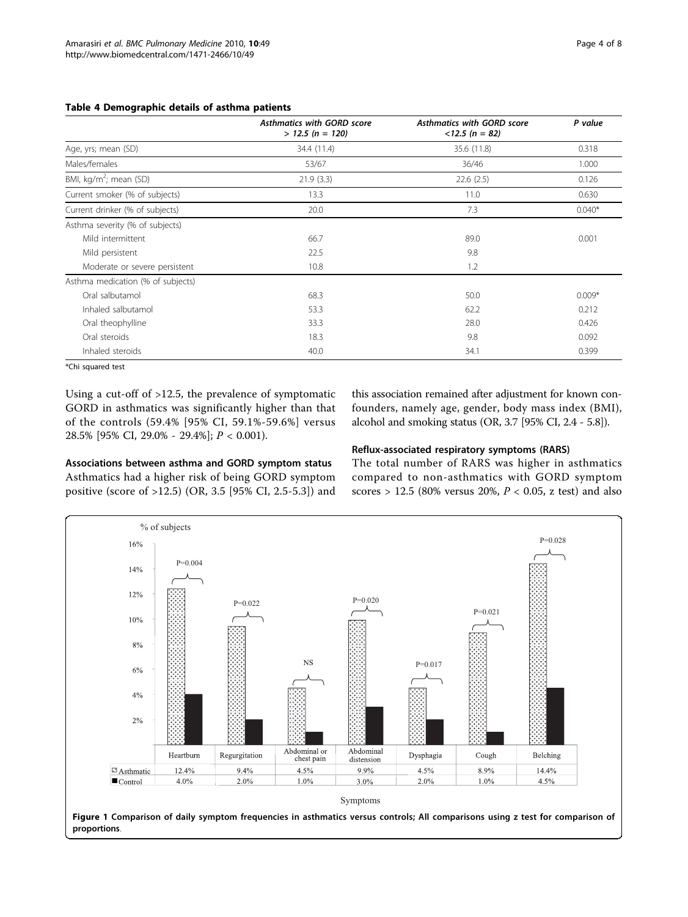**Table 4 Demographic details of asthma patients**

| | *Asthmatics with GORD score > 12.5 (n = 120)* | *Asthmatics with GORD score <12.5 (n = 82)* | *P value* |
|---|---|---|---|
| Age, yrs; mean (SD) | 34.4 (11.4) | 35.6 (11.8) | 0.318 |
| Males/females | 53/67 | 36/46 | 1.000 |
| BMI, kg/m$^2$; mean (SD) | 21.9 (3.3) | 22.6 (2.5) | 0.126 |
| Current smoker (% of subjects) | 13.3 | 11.0 | 0.630 |
| Current drinker (% of subjects) | 20.0 | 7.3 | 0.040* |
| Asthma severity (% of subjects) | | | |
| Mild intermittent | 66.7 | 89.0 | 0.001 |
| Mild persistent | 22.5 | 9.8 | |
| Moderate or severe persistent | 10.8 | 1.2 | |
| Asthma medication (% of subjects) | | | |
| Oral salbutamol | 68.3 | 50.0 | 0.009* |
| Inhaled salbutamol | 53.3 | 62.2 | 0.212 |
| Oral theophylline | 33.3 | 28.0 | 0.426 |
| Oral steroids | 18.3 | 9.8 | 0.092 |
| Inhaled steroids | 40.0 | 34.1 | 0.399 |

*Chi squared test

Using a cut-off of >12.5, the prevalence of symptomatic GORD in asthmatics was significantly higher than that of the controls (59.4% [95% CI, 59.1%-59.6%] versus 28.5% [95% CI, 29.0% - 29.4%]; $P < 0.001$).

### Associations between asthma and GORD symptom status

Asthmatics had a higher risk of being GORD symptom positive (score of >12.5) (OR, 3.5 [95% CI, 2.5-5.3]) and this association remained after adjustment for known confounders, namely age, gender, body mass index (BMI), alcohol and smoking status (OR, 3.7 [95% CI, 2.4 - 5.8]).

### Reflux-associated respiratory symptoms (RARS)

The total number of RARS was higher in asthmatics compared to non-asthmatics with GORD symptom scores > 12.5 (80% versus 20%, $P < 0.05$, z test) and also

**Figure 1 Comparison of daily symptom frequencies in asthmatics versus controls; All comparisons using z test for comparison of proportions**.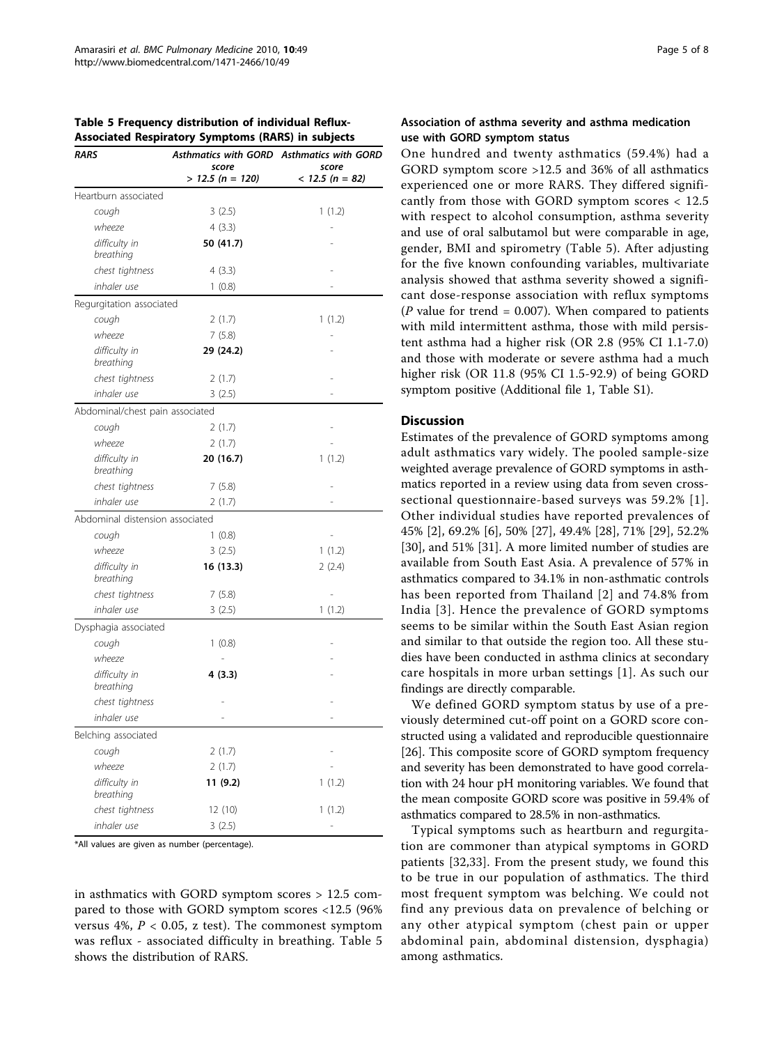**Table 5 Frequency distribution of individual Reflux-Associated Respiratory Symptoms (RARS) in subjects**

| RARS | Asthmatics with GORD score > 12.5 (n = 120) | Asthmatics with GORD score < 12.5 (n = 82) |
|---|---|---|
| Heartburn associated | | |
| *cough* | 3 (2.5) | 1 (1.2) |
| *wheeze* | 4 (3.3) | - |
| *difficulty in breathing* | **50 (41.7)** | - |
| *chest tightness* | 4 (3.3) | - |
| *inhaler use* | 1 (0.8) | - |
| Regurgitation associated | | |
| *cough* | 2 (1.7) | 1 (1.2) |
| *wheeze* | 7 (5.8) | - |
| *difficulty in breathing* | **29 (24.2)** | - |
| *chest tightness* | 2 (1.7) | - |
| *inhaler use* | 3 (2.5) | - |
| Abdominal/chest pain associated | | |
| *cough* | 2 (1.7) | - |
| *wheeze* | 2 (1.7) | - |
| *difficulty in breathing* | **20 (16.7)** | 1 (1.2) |
| *chest tightness* | 7 (5.8) | - |
| *inhaler use* | 2 (1.7) | - |
| Abdominal distension associated | | |
| *cough* | 1 (0.8) | - |
| *wheeze* | 3 (2.5) | 1 (1.2) |
| *difficulty in breathing* | **16 (13.3)** | 2 (2.4) |
| *chest tightness* | 7 (5.8) | - |
| *inhaler use* | 3 (2.5) | 1 (1.2) |
| Dysphagia associated | | |
| *cough* | 1 (0.8) | - |
| *wheeze* | - | - |
| *difficulty in breathing* | **4 (3.3)** | - |
| *chest tightness* | - | - |
| *inhaler use* | - | - |
| Belching associated | | |
| *cough* | 2 (1.7) | - |
| *wheeze* | 2 (1.7) | - |
| *difficulty in breathing* | **11 (9.2)** | 1 (1.2) |
| *chest tightness* | 12 (10) | 1 (1.2) |
| *inhaler use* | 3 (2.5) | - |

*All values are given as number (percentage).

in asthmatics with GORD symptom scores > 12.5 compared to those with GORD symptom scores <12.5 (96% versus 4%, $P < 0.05$, z test). The commonest symptom was reflux - associated difficulty in breathing. Table 5 shows the distribution of RARS.

### Association of asthma severity and asthma medication use with GORD symptom status

One hundred and twenty asthmatics (59.4%) had a GORD symptom score >12.5 and 36% of all asthmatics experienced one or more RARS. They differed significantly from those with GORD symptom scores < 12.5 with respect to alcohol consumption, asthma severity and use of oral salbutamol but were comparable in age, gender, BMI and spirometry (Table 5). After adjusting for the five known confounding variables, multivariate analysis showed that asthma severity showed a significant dose-response association with reflux symptoms (*P* value for trend = 0.007). When compared to patients with mild intermittent asthma, those with mild persistent asthma had a higher risk (OR 2.8 (95% CI 1.1-7.0) and those with moderate or severe asthma had a much higher risk (OR 11.8 (95% CI 1.5-92.9) of being GORD symptom positive (Additional file 1, Table S1).

## Discussion

Estimates of the prevalence of GORD symptoms among adult asthmatics vary widely. The pooled sample-size weighted average prevalence of GORD symptoms in asthmatics reported in a review using data from seven cross-sectional questionnaire-based surveys was 59.2% [1]. Other individual studies have reported prevalences of 45% [2], 69.2% [6], 50% [27], 49.4% [28], 71% [29], 52.2% [30], and 51% [31]. A more limited number of studies are available from South East Asia. A prevalence of 57% in asthmatics compared to 34.1% in non-asthmatic controls has been reported from Thailand [2] and 74.8% from India [3]. Hence the prevalence of GORD symptoms seems to be similar within the South East Asian region and similar to that outside the region too. All these studies have been conducted in asthma clinics at secondary care hospitals in more urban settings [1]. As such our findings are directly comparable.

We defined GORD symptom status by use of a previously determined cut-off point on a GORD score constructed using a validated and reproducible questionnaire [26]. This composite score of GORD symptom frequency and severity has been demonstrated to have good correlation with 24 hour pH monitoring variables. We found that the mean composite GORD score was positive in 59.4% of asthmatics compared to 28.5% in non-asthmatics.

Typical symptoms such as heartburn and regurgitation are commoner than atypical symptoms in GORD patients [32,33]. From the present study, we found this to be true in our population of asthmatics. The third most frequent symptom was belching. We could not find any previous data on prevalence of belching or any other atypical symptom (chest pain or upper abdominal pain, abdominal distension, dysphagia) among asthmatics.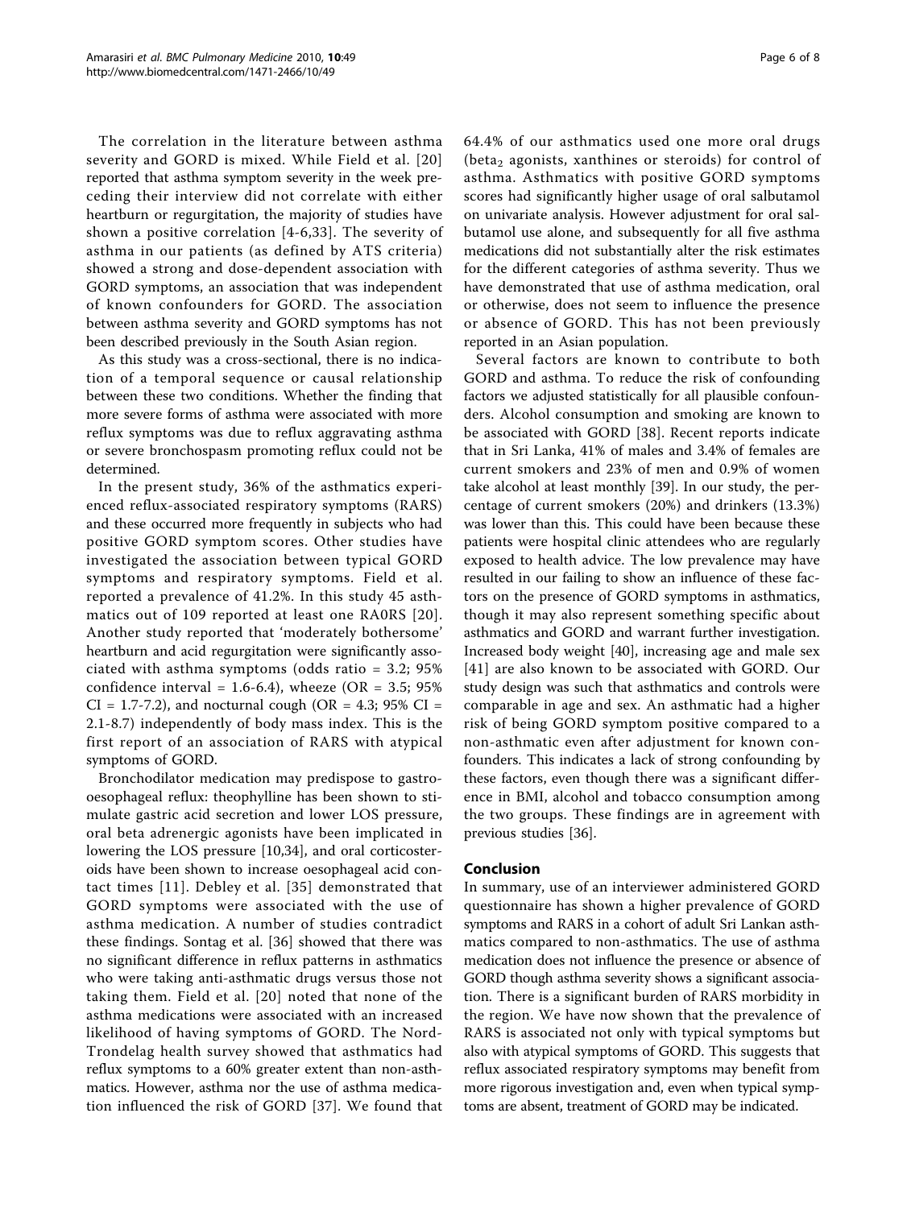The correlation in the literature between asthma severity and GORD is mixed. While Field et al. [20] reported that asthma symptom severity in the week preceding their interview did not correlate with either heartburn or regurgitation, the majority of studies have shown a positive correlation [4-6,33]. The severity of asthma in our patients (as defined by ATS criteria) showed a strong and dose-dependent association with GORD symptoms, an association that was independent of known confounders for GORD. The association between asthma severity and GORD symptoms has not been described previously in the South Asian region.

As this study was a cross-sectional, there is no indication of a temporal sequence or causal relationship between these two conditions. Whether the finding that more severe forms of asthma were associated with more reflux symptoms was due to reflux aggravating asthma or severe bronchospasm promoting reflux could not be determined.

In the present study, 36% of the asthmatics experienced reflux-associated respiratory symptoms (RARS) and these occurred more frequently in subjects who had positive GORD symptom scores. Other studies have investigated the association between typical GORD symptoms and respiratory symptoms. Field et al. reported a prevalence of 41.2%. In this study 45 asthmatics out of 109 reported at least one RA0RS [20]. Another study reported that 'moderately bothersome' heartburn and acid regurgitation were significantly associated with asthma symptoms (odds ratio = 3.2; 95% confidence interval = 1.6-6.4), wheeze (OR = 3.5; 95% CI = 1.7-7.2), and nocturnal cough (OR = 4.3; 95% CI = 2.1-8.7) independently of body mass index. This is the first report of an association of RARS with atypical symptoms of GORD.

Bronchodilator medication may predispose to gastro-oesophageal reflux: theophylline has been shown to stimulate gastric acid secretion and lower LOS pressure, oral beta adrenergic agonists have been implicated in lowering the LOS pressure [10,34], and oral corticosteroids have been shown to increase oesophageal acid contact times [11]. Debley et al. [35] demonstrated that GORD symptoms were associated with the use of asthma medication. A number of studies contradict these findings. Sontag et al. [36] showed that there was no significant difference in reflux patterns in asthmatics who were taking anti-asthmatic drugs versus those not taking them. Field et al. [20] noted that none of the asthma medications were associated with an increased likelihood of having symptoms of GORD. The Nord-Trondelag health survey showed that asthmatics had reflux symptoms to a 60% greater extent than non-asthmatics. However, asthma nor the use of asthma medication influenced the risk of GORD [37]. We found that 64.4% of our asthmatics used one more oral drugs (beta$_2$ agonists, xanthines or steroids) for control of asthma. Asthmatics with positive GORD symptoms scores had significantly higher usage of oral salbutamol on univariate analysis. However adjustment for oral salbutamol use alone, and subsequently for all five asthma medications did not substantially alter the risk estimates for the different categories of asthma severity. Thus we have demonstrated that use of asthma medication, oral or otherwise, does not seem to influence the presence or absence of GORD. This has not been previously reported in an Asian population.

Several factors are known to contribute to both GORD and asthma. To reduce the risk of confounding factors we adjusted statistically for all plausible confounders. Alcohol consumption and smoking are known to be associated with GORD [38]. Recent reports indicate that in Sri Lanka, 41% of males and 3.4% of females are current smokers and 23% of men and 0.9% of women take alcohol at least monthly [39]. In our study, the percentage of current smokers (20%) and drinkers (13.3%) was lower than this. This could have been because these patients were hospital clinic attendees who are regularly exposed to health advice. The low prevalence may have resulted in our failing to show an influence of these factors on the presence of GORD symptoms in asthmatics, though it may also represent something specific about asthmatics and GORD and warrant further investigation. Increased body weight [40], increasing age and male sex [41] are also known to be associated with GORD. Our study design was such that asthmatics and controls were comparable in age and sex. An asthmatic had a higher risk of being GORD symptom positive compared to a non-asthmatic even after adjustment for known confounders. This indicates a lack of strong confounding by these factors, even though there was a significant difference in BMI, alcohol and tobacco consumption among the two groups. These findings are in agreement with previous studies [36].

## Conclusion

In summary, use of an interviewer administered GORD questionnaire has shown a higher prevalence of GORD symptoms and RARS in a cohort of adult Sri Lankan asthmatics compared to non-asthmatics. The use of asthma medication does not influence the presence or absence of GORD though asthma severity shows a significant association. There is a significant burden of RARS morbidity in the region. We have now shown that the prevalence of RARS is associated not only with typical symptoms but also with atypical symptoms of GORD. This suggests that reflux associated respiratory symptoms may benefit from more rigorous investigation and, even when typical symptoms are absent, treatment of GORD may be indicated.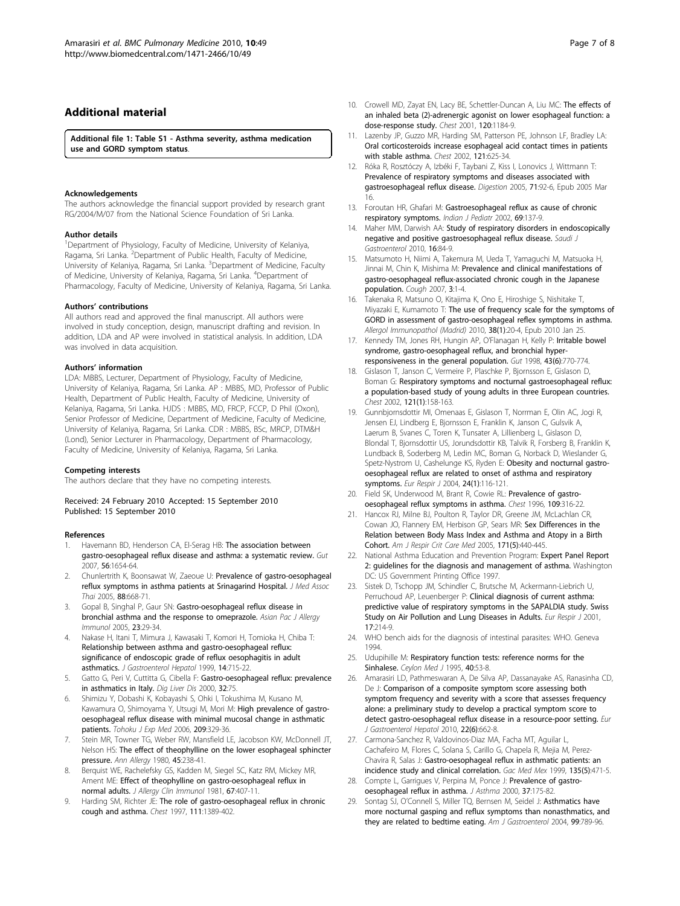## Additional material

**Additional file 1: Table S1 - Asthma severity, asthma medication use and GORD symptom status**.

#### Acknowledgements

The authors acknowledge the financial support provided by research grant RG/2004/M/07 from the National Science Foundation of Sri Lanka.

#### Author details

[1]Department of Physiology, Faculty of Medicine, University of Kelaniya, Ragama, Sri Lanka. [2]Department of Public Health, Faculty of Medicine, University of Kelaniya, Ragama, Sri Lanka. [3]Department of Medicine, Faculty of Medicine, University of Kelaniya, Ragama, Sri Lanka. [4]Department of Pharmacology, Faculty of Medicine, University of Kelaniya, Ragama, Sri Lanka.

#### Authors' contributions

All authors read and approved the final manuscript. All authors were involved in study conception, design, manuscript drafting and revision. In addition, LDA and AP were involved in statistical analysis. In addition, LDA was involved in data acquisition.

#### Authors' information

LDA: MBBS, Lecturer, Department of Physiology, Faculty of Medicine, University of Kelaniya, Ragama, Sri Lanka. AP : MBBS, MD, Professor of Public Health, Department of Public Health, Faculty of Medicine, University of Kelaniya, Ragama, Sri Lanka. HJDS : MBBS, MD, FRCP, FCCP, D Phil (Oxon), Senior Professor of Medicine, Department of Medicine, Faculty of Medicine, University of Kelaniya, Ragama, Sri Lanka. CDR : MBBS, BSc, MRCP, DTM&H (Lond), Senior Lecturer in Pharmacology, Department of Pharmacology, Faculty of Medicine, University of Kelaniya, Ragama, Sri Lanka.

#### Competing interests

The authors declare that they have no competing interests.

Received: 24 February 2010 Accepted: 15 September 2010
Published: 15 September 2010

#### References

1. Havemann BD, Henderson CA, El-Serag HB: **The association between gastro-oesophageal reflux disease and asthma: a systematic review.** *Gut* 2007, **56**:1654-64.
2. Chunlertrith K, Boonsawat W, Zaeoue U: **Prevalence of gastro-oesophageal reflux symptoms in asthma patients at Srinagarind Hospital.** *J Med Assoc Thai* 2005, **88**:668-71.
3. Gopal B, Singhal P, Gaur SN: **Gastro-oesophageal reflux disease in bronchial asthma and the response to omeprazole.** *Asian Pac J Allergy Immunol* 2005, **23**:29-34.
4. Nakase H, Itani T, Mimura J, Kawasaki T, Komori H, Tomioka H, Chiba T: **Relationship between asthma and gastro-oesophageal reflux: significance of endoscopic grade of reflux oesophagitis in adult asthmatics.** *J Gastroenterol Hepatol* 1999, **14**:715-22.
5. Gatto G, Peri V, Cuttitta G, Cibella F: **Gastro-oesophageal reflux: prevalence in asthmatics in Italy.** *Dig Liver Dis* 2000, **32**:75.
6. Shimizu Y, Dobashi K, Kobayashi S, Ohki I, Tokushima M, Kusano M, Kawamura O, Shimoyama Y, Utsugi M, Mori M: **High prevalence of gastro-oesophageal reflux disease with minimal mucosal change in asthmatic patients.** *Tohoku J Exp Med* 2006, **209**:329-36.
7. Stein MR, Towner TG, Weber RW, Mansfield LE, Jacobson KW, McDonnell JT, Nelson HS: **The effect of theophylline on the lower esophageal sphincter pressure.** *Ann Allergy* 1980, **45**:238-41.
8. Berquist WE, Rachelefsky GS, Kadden M, Siegel SC, Katz RM, Mickey MR, Ament ME: **Effect of theophylline on gastro-oesophageal reflux in normal adults.** *J Allergy Clin Immunol* 1981, **67**:407-11.
9. Harding SM, Richter JE: **The role of gastro-oesophageal reflux in chronic cough and asthma.** *Chest* 1997, **111**:1389-402.
10. Crowell MD, Zayat EN, Lacy BE, Schettler-Duncan A, Liu MC: **The effects of an inhaled beta (2)-adrenergic agonist on lower esophageal function: a dose-response study.** *Chest* 2001, **120**:1184-9.
11. Lazenby JP, Guzzo MR, Harding SM, Patterson PE, Johnson LF, Bradley LA: **Oral corticosteroids increase esophageal acid contact times in patients with stable asthma.** *Chest* 2002, **121**:625-34.
12. Róka R, Rosztóczy A, Izbéki F, Taybani Z, Kiss I, Lonovics J, Wittmann T: **Prevalence of respiratory symptoms and diseases associated with gastroesophageal reflux disease.** *Digestion* 2005, **71**:92-6, Epub 2005 Mar 16.
13. Foroutan HR, Ghafari M: **Gastroesophageal reflux as cause of chronic respiratory symptoms.** *Indian J Pediatr* 2002, **69**:137-9.
14. Maher MM, Darwish AA: **Study of respiratory disorders in endoscopically negative and positive gastroesophageal reflux disease.** *Saudi J Gastroenterol* 2010, **16**:84-9.
15. Matsumoto H, Niimi A, Takemura M, Ueda T, Yamaguchi M, Matsuoka H, Jinnai M, Chin K, Mishima M: **Prevalence and clinical manifestations of gastro-oesophageal reflux-associated chronic cough in the Japanese population.** *Cough* 2007, **3**:1-4.
16. Takenaka R, Matsuno O, Kitajima K, Ono E, Hiroshige S, Nishitake T, Miyazaki E, Kumamoto T: **The use of frequency scale for the symptoms of GORD in assessment of gastro-oesophageal reflex symptoms in asthma.** *Allergol Immunopathol (Madrid)* 2010, **38(1)**:20-4, Epub 2010 Jan 25.
17. Kennedy TM, Jones RH, Hungin AP, O'Flanagan H, Kelly P: **Irritable bowel syndrome, gastro-oesophageal reflux, and bronchial hyper-responsiveness in the general population.** *Gut* 1998, **43(6)**:770-774.
18. Gislason T, Janson C, Vermeire P, Plaschke P, Bjornsson E, Gislason D, Boman G: **Respiratory symptoms and nocturnal gastroesophageal reflux: a population-based study of young adults in three European countries.** *Chest* 2002, **121(1)**:158-163.
19. Gunnbjornsdottir MI, Omenaas E, Gislason T, Norrman E, Olin AC, Jogi R, Jensen EJ, Lindberg E, Bjornsson E, Franklin K, Janson C, Gulsvik A, Laerum B, Svanes C, Toren K, Tunsater A, Lillienberg L, Gislason D, Blondal T, Bjornsdottir US, Jorundsdottir KB, Talvik R, Forsberg B, Franklin K, Lundback B, Soderberg M, Ledin MC, Boman G, Norback D, Wieslander G, Spetz-Nystrom U, Cashelunge KS, Ryden E: **Obesity and nocturnal gastro-oesophageal reflux are related to onset of asthma and respiratory symptoms.** *Eur Respir J* 2004, **24(1)**:116-121.
20. Field SK, Underwood M, Brant R, Cowie RL: **Prevalence of gastro-oesophageal reflux symptoms in asthma.** *Chest* 1996, **109**:316-22.
21. Hancox RJ, Milne BJ, Poulton R, Taylor DR, Greene JM, McLachlan CR, Cowan JO, Flannery EM, Herbison GP, Sears MR: **Sex Differences in the Relation between Body Mass Index and Asthma and Atopy in a Birth Cohort.** *Am J Respir Crit Care Med* 2005, **171(5)**:440-445.
22. National Asthma Education and Prevention Program: **Expert Panel Report 2: guidelines for the diagnosis and management of asthma.** Washington DC: US Government Printing Office 1997.
23. Sistek D, Tschopp JM, Schindler C, Brutsche M, Ackermann-Liebrich U, Perruchoud AP, Leuenberger P: **Clinical diagnosis of current asthma: predictive value of respiratory symptoms in the SAPALDIA study. Swiss Study on Air Pollution and Lung Diseases in Adults.** *Eur Respir J* 2001, **17**:214-9.
24. WHO bench aids for the diagnosis of intestinal parasites: WHO. Geneva 1994.
25. Udupihille M: **Respiratory function tests: reference norms for the Sinhalese.** *Ceylon Med J* 1995, **40**:53-8.
26. Amarasiri LD, Pathmeswaran A, De Silva AP, Dassanayake AS, Ranasinha CD, De J: **Comparison of a composite symptom score assessing both symptom frequency and severity with a score that assesses frequency alone: a preliminary study to develop a practical symptom score to detect gastro-oesophageal reflux disease in a resource-poor setting.** *Eur J Gastroenterol Hepatol* 2010, **22(6)**:662-8.
27. Carmona-Sanchez R, Valdovinos-Diaz MA, Facha MT, Aguilar L, Cachafeiro M, Flores C, Solana S, Carillo G, Chapela R, Mejia M, Perez-Chavira R, Salas J: **Gastro-oesophageal reflux in asthmatic patients: an incidence study and clinical correlation.** *Gac Med Mex* 1999, **135(5)**:471-5.
28. Compte L, Garrigues V, Perpina M, Ponce J: **Prevalence of gastro-oesophageal reflux in asthma.** *J Asthma* 2000, **37**:175-82.
29. Sontag SJ, O'Connell S, Miller TQ, Bernsen M, Seidel J: **Asthmatics have more nocturnal gasping and reflux symptoms than nonasthmatics, and they are related to bedtime eating.** *Am J Gastroenterol* 2004, **99**:789-96.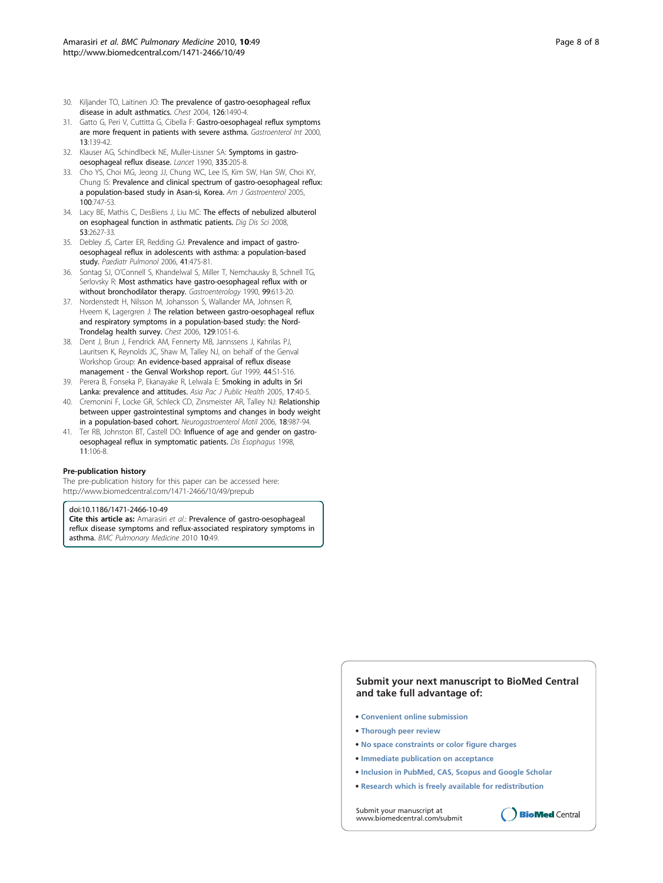30. Kiljander TO, Laitinen JO: The prevalence of gastro-oesophageal reflux disease in adult asthmatics. *Chest* 2004, **126**:1490-4.
31. Gatto G, Peri V, Cuttitta G, Cibella F: Gastro-oesophageal reflux symptoms are more frequent in patients with severe asthma. *Gastroenterol Int* 2000, **13**:139-42.
32. Klauser AG, Schindlbeck NE, Muller-Lissner SA: Symptoms in gastro-oesophageal reflux disease. *Lancet* 1990, **335**:205-8.
33. Cho YS, Choi MG, Jeong JJ, Chung WC, Lee IS, Kim SW, Han SW, Choi KY, Chung IS: Prevalence and clinical spectrum of gastro-oesophageal reflux: a population-based study in Asan-si, Korea. *Am J Gastroenterol* 2005, **100**:747-53.
34. Lacy BE, Mathis C, DesBiens J, Liu MC: The effects of nebulized albuterol on esophageal function in asthmatic patients. *Dig Dis Sci* 2008, **53**:2627-33.
35. Debley JS, Carter ER, Redding GJ: Prevalence and impact of gastro-oesophageal reflux in adolescents with asthma: a population-based study. *Paediatr Pulmonol* 2006, **41**:475-81.
36. Sontag SJ, O'Connell S, Khandelwal S, Miller T, Nemchausky B, Schnell TG, Serlovsky R: Most asthmatics have gastro-oesophageal reflux with or without bronchodilator therapy. *Gastroenterology* 1990, **99**:613-20.
37. Nordenstedt H, Nilsson M, Johansson S, Wallander MA, Johnsen R, Hveem K, Lagergren J: The relation between gastro-oesophageal reflux and respiratory symptoms in a population-based study: the Nord-Trondelag health survey. *Chest* 2006, **129**:1051-6.
38. Dent J, Brun J, Fendrick AM, Fennerty MB, Jannssens J, Kahrilas PJ, Lauritsen K, Reynolds JC, Shaw M, Talley NJ, on behalf of the Genval Workshop Group: An evidence-based appraisal of reflux disease management - the Genval Workshop report. *Gut* 1999, **44**:S1-S16.
39. Perera B, Fonseka P, Ekanayake R, Lelwala E: Smoking in adults in Sri Lanka: prevalence and attitudes. *Asia Pac J Public Health* 2005, **17**:40-5.
40. Cremonini F, Locke GR, Schleck CD, Zinsmeister AR, Talley NJ: Relationship between upper gastrointestinal symptoms and changes in body weight in a population-based cohort. *Neurogastroenterol Motil* 2006, **18**:987-94.
41. Ter RB, Johnston BT, Castell DO: Influence of age and gender on gastro-oesophageal reflux in symptomatic patients. *Dis Esophagus* 1998, **11**:106-8.

#### Pre-publication history

The pre-publication history for this paper can be accessed here:
http://www.biomedcentral.com/1471-2466/10/49/prepub

doi:10.1186/1471-2466-10-49

**Cite this article as:** Amarasiri *et al.*: Prevalence of gastro-oesophageal reflux disease symptoms and reflux-associated respiratory symptoms in asthma. *BMC Pulmonary Medicine* 2010 **10**:49.

**Submit your next manuscript to BioMed Central and take full advantage of:**

- **Convenient online submission**
- **Thorough peer review**
- **No space constraints or color figure charges**
- **Immediate publication on acceptance**
- **Inclusion in PubMed, CAS, Scopus and Google Scholar**
- **Research which is freely available for redistribution**

Submit your manuscript at
www.biomedcentral.com/submit

BioMed Central